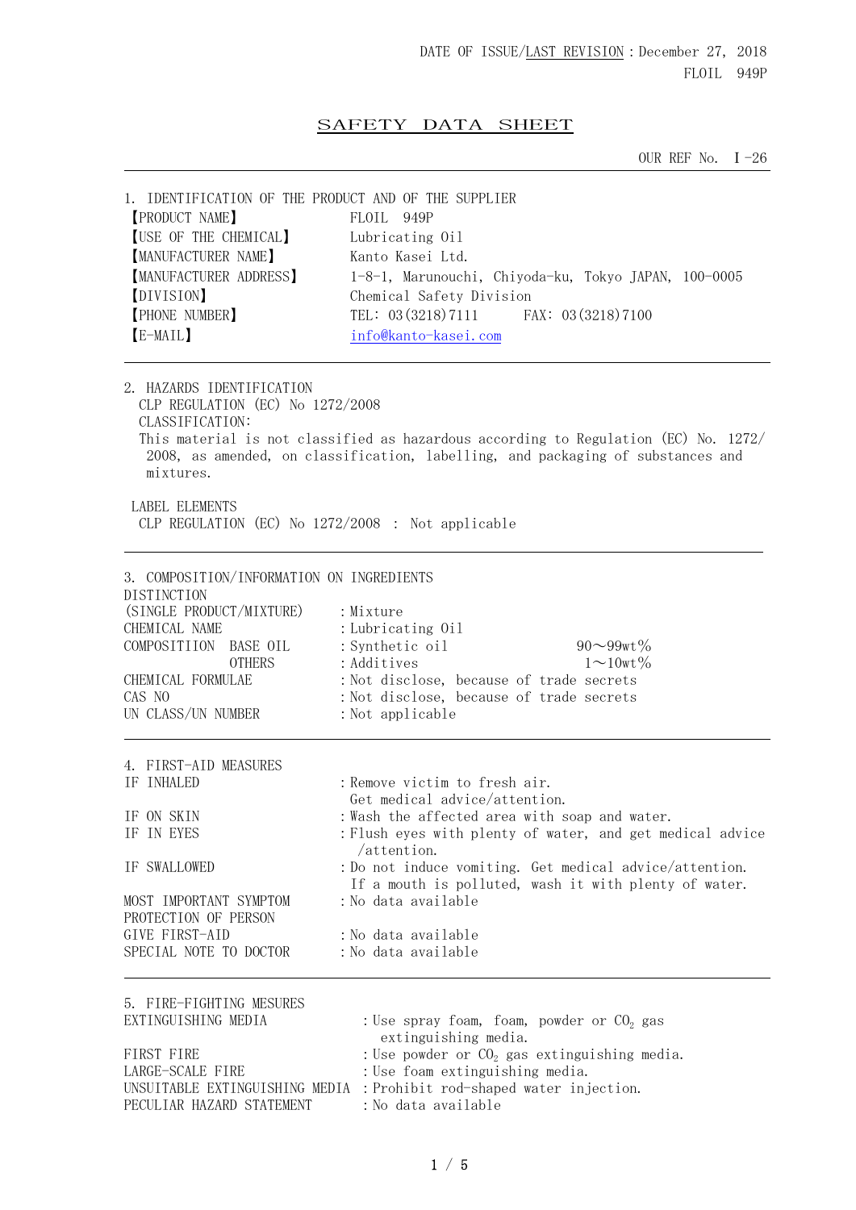DATE OF ISSUE/LAST REVISION：December 27, 2018
FLOIL 949P

# SAFETY DATA SHEET

OUR REF No. Ⅰ-26

## 1. IDENTIFICATION OF THE PRODUCT AND OF THE SUPPLIER

| | |
|---|---|
| 【PRODUCT NAME】 | FLOIL 949P |
| 【USE OF THE CHEMICAL】 | Lubricating Oil |
| 【MANUFACTURER NAME】 | Kanto Kasei Ltd. |
| 【MANUFACTURER ADDRESS】 | 1-8-1, Marunouchi, Chiyoda-ku, Tokyo JAPAN, 100-0005 |
| 【DIVISION】 | Chemical Safety Division |
| 【PHONE NUMBER】 | TEL: 03(3218)7111 FAX: 03(3218)7100 |
| 【E-MAIL】 | info@kanto-kasei.com |

## 2. HAZARDS IDENTIFICATION

CLP REGULATION (EC) No 1272/2008

CLASSIFICATION:

This material is not classified as hazardous according to Regulation (EC) No. 1272/2008, as amended, on classification, labelling, and packaging of substances and mixtures.

LABEL ELEMENTS

CLP REGULATION (EC) No 1272/2008 : Not applicable

## 3. COMPOSITION/INFORMATION ON INGREDIENTS

| | | |
|---|---|---|
| DISTINCTION (SINGLE PRODUCT/MIXTURE) | :Mixture | |
| CHEMICAL NAME | :Lubricating Oil | |
| COMPOSITIION BASE OIL | :Synthetic oil | 90～99wt% |
| OTHERS | :Additives | 1～10wt% |
| CHEMICAL FORMULAE | :Not disclose, because of trade secrets | |
| CAS NO | :Not disclose, because of trade secrets | |
| UN CLASS/UN NUMBER | :Not applicable | |

## 4. FIRST-AID MEASURES

| | |
|---|---|
| IF INHALED | :Remove victim to fresh air. Get medical advice/attention. |
| IF ON SKIN | :Wash the affected area with soap and water. |
| IF IN EYES | :Flush eyes with plenty of water, and get medical advice/attention. |
| IF SWALLOWED | :Do not induce vomiting. Get medical advice/attention. If a mouth is polluted, wash it with plenty of water. |
| MOST IMPORTANT SYMPTOM | :No data available |
| PROTECTION OF PERSON GIVE FIRST-AID | :No data available |
| SPECIAL NOTE TO DOCTOR | :No data available |

## 5. FIRE-FIGHTING MESURES

| | |
|---|---|
| EXTINGUISHING MEDIA | :Use spray foam, foam, powder or $CO_2$ gas extinguishing media. |
| FIRST FIRE | :Use powder or $CO_2$ gas extinguishing media. |
| LARGE-SCALE FIRE | :Use foam extinguishing media. |
| UNSUITABLE EXTINGUISHING MEDIA | :Prohibit rod-shaped water injection. |
| PECULIAR HAZARD STATEMENT | :No data available |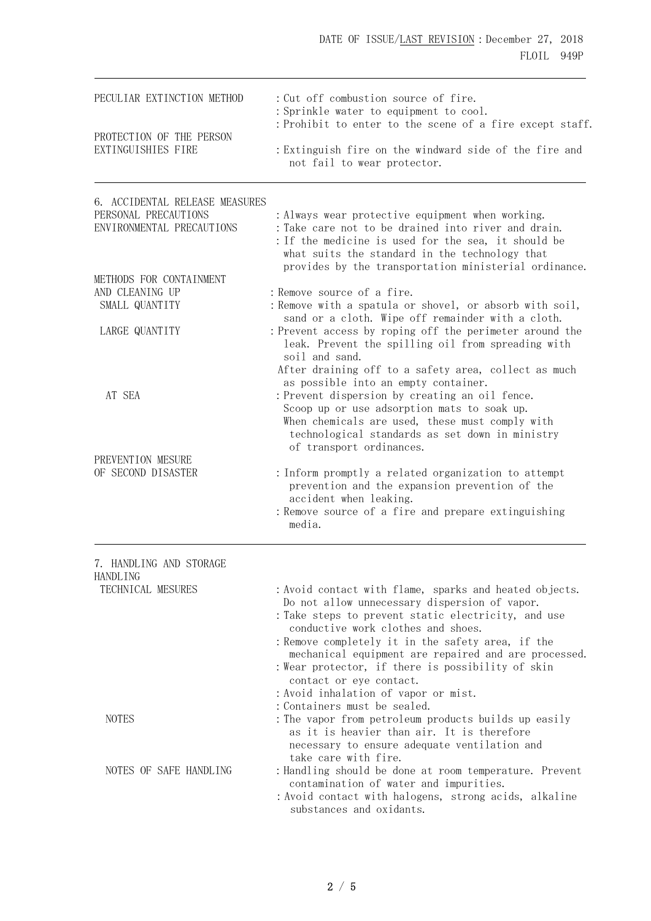| | |
|---|---|
| PECULIAR EXTINCTION METHOD | : Cut off combustion source of fire.<br>: Sprinkle water to equipment to cool.<br>: Prohibit to enter to the scene of a fire except staff. |
| PROTECTION OF THE PERSON EXTINGUISHIES FIRE | : Extinguish fire on the windward side of the fire and not fail to wear protector. |

## 6. ACCIDENTAL RELEASE MEASURES

| | |
|---|---|
| PERSONAL PRECAUTIONS | : Always wear protective equipment when working. |
| ENVIRONMENTAL PRECAUTIONS | : Take care not to be drained into river and drain.<br>: If the medicine is used for the sea, it should be what suits the standard in the technology that provides by the transportation ministerial ordinance. |
| METHODS FOR CONTAINMENT AND CLEANING UP | : Remove source of a fire. |
| SMALL QUANTITY | : Remove with a spatula or shovel, or absorb with soil, sand or a cloth. Wipe off remainder with a cloth. |
| LARGE QUANTITY | : Prevent access by roping off the perimeter around the leak. Prevent the spilling oil from spreading with soil and sand.<br>After draining off to a safety area, collect as much as possible into an empty container. |
| AT SEA | : Prevent dispersion by creating an oil fence.<br>Scoop up or use adsorption mats to soak up.<br>When chemicals are used, these must comply with technological standards as set down in ministry of transport ordinances. |
| PREVENTION MESURE OF SECOND DISASTER | : Inform promptly a related organization to attempt prevention and the expansion prevention of the accident when leaking.<br>: Remove source of a fire and prepare extinguishing media. |

## 7. HANDLING AND STORAGE

HANDLING

| | |
|---|---|
| TECHNICAL MESURES | : Avoid contact with flame, sparks and heated objects. Do not allow unnecessary dispersion of vapor.<br>: Take steps to prevent static electricity, and use conductive work clothes and shoes.<br>: Remove completely it in the safety area, if the mechanical equipment are repaired and are processed.<br>: Wear protector, if there is possibility of skin contact or eye contact.<br>: Avoid inhalation of vapor or mist.<br>: Containers must be sealed. |
| NOTES | : The vapor from petroleum products builds up easily as it is heavier than air. It is therefore necessary to ensure adequate ventilation and take care with fire. |
| NOTES OF SAFE HANDLING | : Handling should be done at room temperature. Prevent contamination of water and impurities.<br>: Avoid contact with halogens, strong acids, alkaline substances and oxidants. |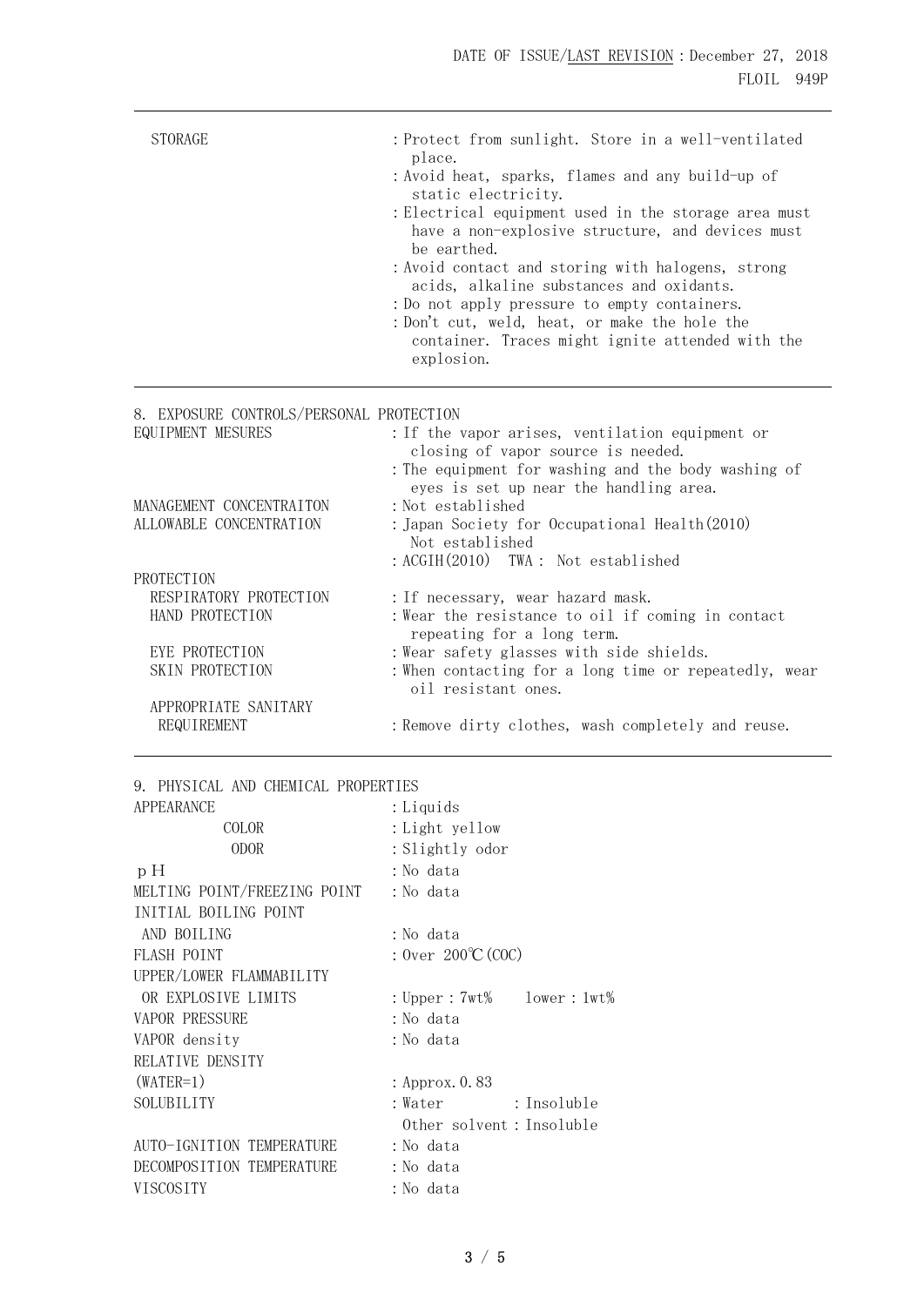| | |
|---|---|
| STORAGE | : Protect from sunlight. Store in a well-ventilated place. |
| | : Avoid heat, sparks, flames and any build-up of static electricity. |
| | : Electrical equipment used in the storage area must have a non-explosive structure, and devices must be earthed. |
| | : Avoid contact and storing with halogens, strong acids, alkaline substances and oxidants. |
| | : Do not apply pressure to empty containers. |
| | : Don't cut, weld, heat, or make the hole the container. Traces might ignite attended with the explosion. |

## 8. EXPOSURE CONTROLS/PERSONAL PROTECTION

| | |
|---|---|
| EQUIPMENT MESURES | : If the vapor arises, ventilation equipment or closing of vapor source is needed. |
| | : The equipment for washing and the body washing of eyes is set up near the handling area. |
| MANAGEMENT CONCENTRAITON | : Not established |
| ALLOWABLE CONCENTRATION | : Japan Society for Occupational Health(2010) Not established |
| | : ACGIH(2010) TWA : Not established |
| PROTECTION | |
| RESPIRATORY PROTECTION | : If necessary, wear hazard mask. |
| HAND PROTECTION | : Wear the resistance to oil if coming in contact repeating for a long term. |
| EYE PROTECTION | : Wear safety glasses with side shields. |
| SKIN PROTECTION | : When contacting for a long time or repeatedly, wear oil resistant ones. |
| APPROPRIATE SANITARY REQUIREMENT | : Remove dirty clothes, wash completely and reuse. |

## 9. PHYSICAL AND CHEMICAL PROPERTIES

| | |
|---|---|
| APPEARANCE | : Liquids |
| COLOR | : Light yellow |
| ODOR | : Slightly odor |
| pH | : No data |
| MELTING POINT/FREEZING POINT | : No data |
| INITIAL BOILING POINT AND BOILING | : No data |
| FLASH POINT | : Over 200℃(COC) |
| UPPER/LOWER FLAMMABILITY OR EXPLOSIVE LIMITS | : Upper : 7wt% lower : 1wt% |
| VAPOR PRESSURE | : No data |
| VAPOR density | : No data |
| RELATIVE DENSITY (WATER=1) | : Approx. 0.83 |
| SOLUBILITY | : Water : Insoluble |
| | Other solvent : Insoluble |
| AUTO-IGNITION TEMPERATURE | : No data |
| DECOMPOSITION TEMPERATURE | : No data |
| VISCOSITY | : No data |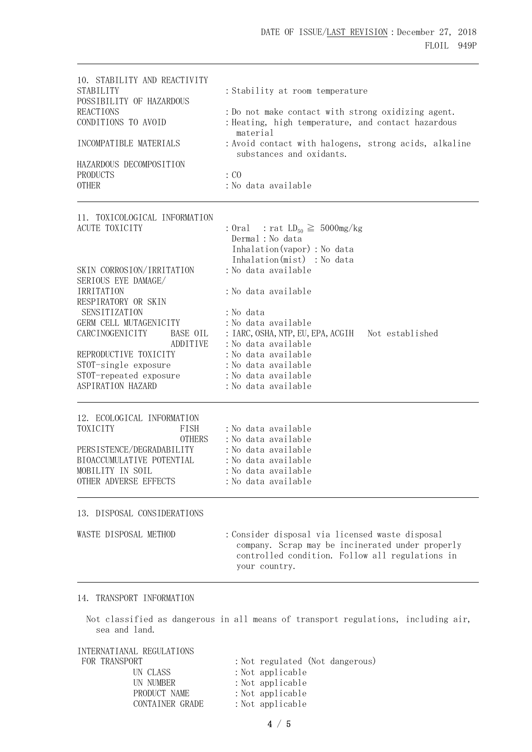## 10. STABILITY AND REACTIVITY

| | |
|---|---|
| STABILITY | : Stability at room temperature |
| POSSIBILITY OF HAZARDOUS REACTIONS | : Do not make contact with strong oxidizing agent. |
| CONDITIONS TO AVOID | : Heating, high temperature, and contact hazardous material |
| INCOMPATIBLE MATERIALS | : Avoid contact with halogens, strong acids, alkaline substances and oxidants. |
| HAZARDOUS DECOMPOSITION PRODUCTS | : CO |
| OTHER | : No data available |

## 11. TOXICOLOGICAL INFORMATION

| | |
|---|---|
| ACUTE TOXICITY | : Oral : rat $LD_{50} \geqq 5000$mg/kg<br>Dermal : No data<br>Inhalation(vapor) : No data<br>Inhalation(mist) : No data |
| SKIN CORROSION/IRRITATION | : No data available |
| SERIOUS EYE DAMAGE/ IRRITATION | : No data available |
| RESPIRATORY OR SKIN SENSITIZATION | : No data |
| GERM CELL MUTAGENICITY | : No data available |
| CARCINOGENICITY BASE OIL | : IARC, OSHA, NTP, EU, EPA, ACGIH Not established |
| ADDITIVE | : No data available |
| REPRODUCTIVE TOXICITY | : No data available |
| STOT-single exposure | : No data available |
| STOT-repeated exposure | : No data available |
| ASPIRATION HAZARD | : No data available |

## 12. ECOLOGICAL INFORMATION

| | |
|---|---|
| TOXICITY FISH | : No data available |
| OTHERS | : No data available |
| PERSISTENCE/DEGRADABILITY | : No data available |
| BIOACCUMULATIVE POTENTIAL | : No data available |
| MOBILITY IN SOIL | : No data available |
| OTHER ADVERSE EFFECTS | : No data available |

## 13. DISPOSAL CONSIDERATIONS

| | |
|---|---|
| WASTE DISPOSAL METHOD | : Consider disposal via licensed waste disposal company. Scrap may be incinerated under properly controlled condition. Follow all regulations in your country. |

## 14. TRANSPORT INFORMATION

Not classified as dangerous in all means of transport regulations, including air, sea and land.

| | |
|---|---|
| INTERNATIANAL REGULATIONS FOR TRANSPORT | : Not regulated (Not dangerous) |
| UN CLASS | : Not applicable |
| UN NUMBER | : Not applicable |
| PRODUCT NAME | : Not applicable |
| CONTAINER GRADE | : Not applicable |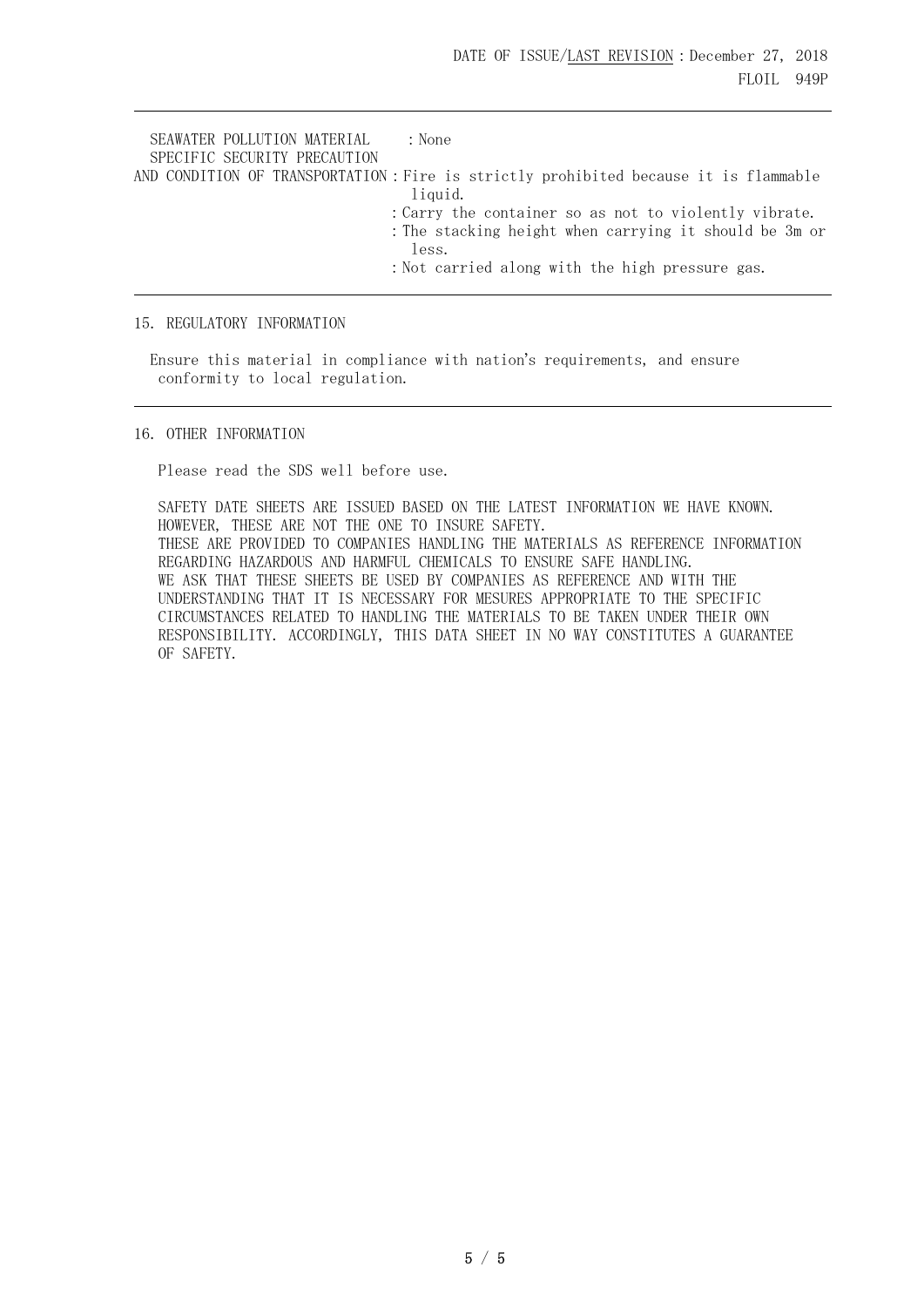| | |
|---|---|
| SEAWATER POLLUTION MATERIAL | : None |
| SPECIFIC SECURITY PRECAUTION AND CONDITION OF TRANSPORTATION | : Fire is strictly prohibited because it is flammable liquid. |
| | : Carry the container so as not to violently vibrate. |
| | : The stacking height when carrying it should be 3m or less. |
| | : Not carried along with the high pressure gas. |

## 15. REGULATORY INFORMATION

Ensure this material in compliance with nation's requirements, and ensure conformity to local regulation.

## 16. OTHER INFORMATION

Please read the SDS well before use.

SAFETY DATE SHEETS ARE ISSUED BASED ON THE LATEST INFORMATION WE HAVE KNOWN. HOWEVER, THESE ARE NOT THE ONE TO INSURE SAFETY.
THESE ARE PROVIDED TO COMPANIES HANDLING THE MATERIALS AS REFERENCE INFORMATION REGARDING HAZARDOUS AND HARMFUL CHEMICALS TO ENSURE SAFE HANDLING.
WE ASK THAT THESE SHEETS BE USED BY COMPANIES AS REFERENCE AND WITH THE UNDERSTANDING THAT IT IS NECESSARY FOR MESURES APPROPRIATE TO THE SPECIFIC CIRCUMSTANCES RELATED TO HANDLING THE MATERIALS TO BE TAKEN UNDER THEIR OWN RESPONSIBILITY. ACCORDINGLY, THIS DATA SHEET IN NO WAY CONSTITUTES A GUARANTEE OF SAFETY.